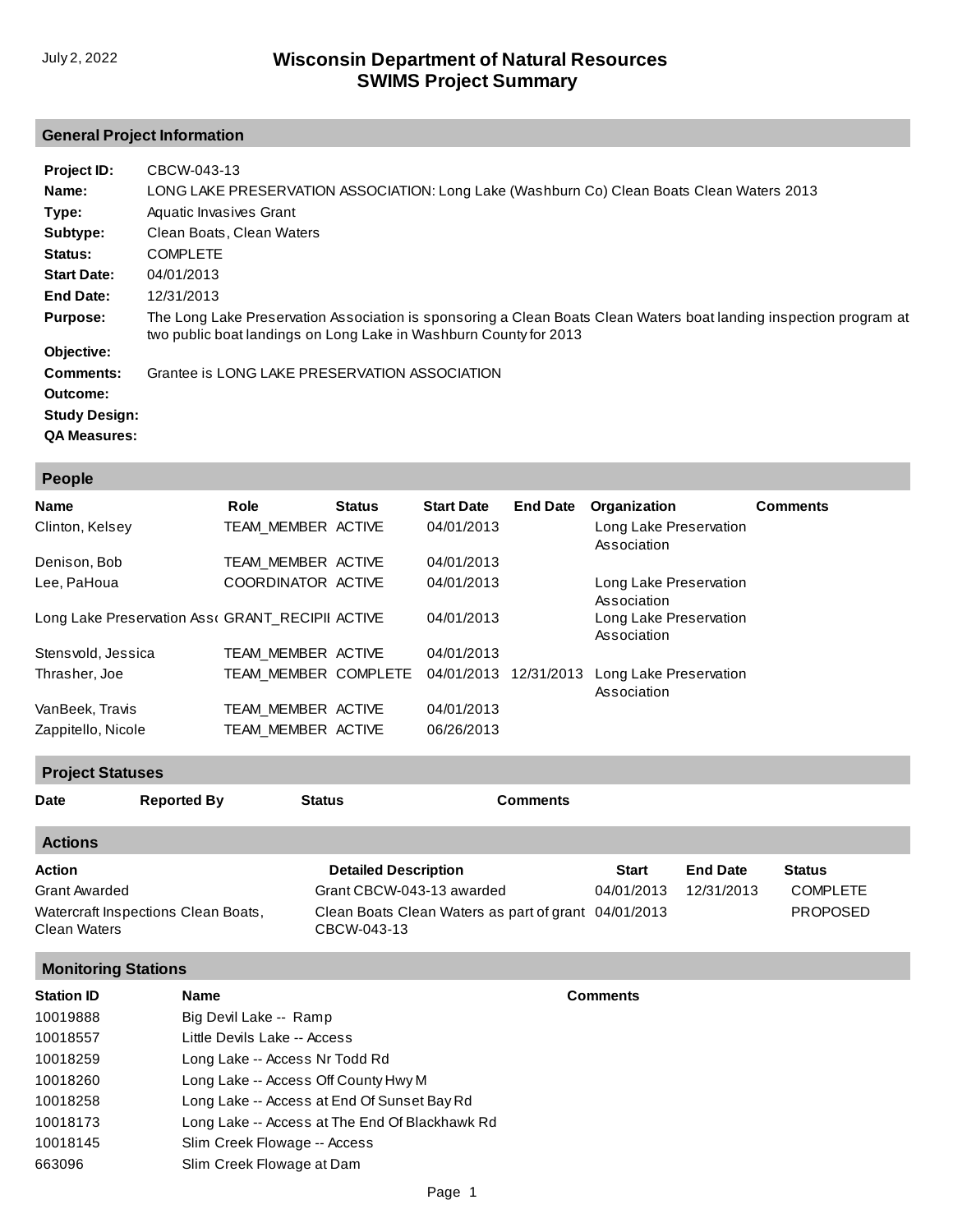July 2, 2022

# Wisconsin Department of Natural Resources
# SWIMS Project Summary

## General Project Information

**Project ID:** CBCW-043-13

**Name:** LONG LAKE PRESERVATION ASSOCIATION: Long Lake (Washburn Co) Clean Boats Clean Waters 2013

**Type:** Aquatic Invasives Grant

**Subtype:** Clean Boats, Clean Waters

**Status:** COMPLETE

**Start Date:** 04/01/2013

**End Date:** 12/31/2013

**Purpose:** The Long Lake Preservation Association is sponsoring a Clean Boats Clean Waters boat landing inspection program at two public boat landings on Long Lake in Washburn County for 2013

**Objective:**

**Comments:** Grantee is LONG LAKE PRESERVATION ASSOCIATION

**Outcome:**

**Study Design:**

**QA Measures:**

## People

| Name | Role | Status | Start Date | End Date | Organization | Comments |
|---|---|---|---|---|---|---|
| Clinton, Kelsey | TEAM_MEMBER | ACTIVE | 04/01/2013 | | Long Lake Preservation Association | |
| Denison, Bob | TEAM_MEMBER | ACTIVE | 04/01/2013 | | | |
| Lee, PaHoua | COORDINATOR | ACTIVE | 04/01/2013 | | Long Lake Preservation Association | |
| Long Lake Preservation Ass( | GRANT_RECIPII | ACTIVE | 04/01/2013 | | Long Lake Preservation Association | |
| Stensvold, Jessica | TEAM_MEMBER | ACTIVE | 04/01/2013 | | | |
| Thrasher, Joe | TEAM_MEMBER | COMPLETE | 04/01/2013 | 12/31/2013 | Long Lake Preservation Association | |
| VanBeek, Travis | TEAM_MEMBER | ACTIVE | 04/01/2013 | | | |
| Zappitello, Nicole | TEAM_MEMBER | ACTIVE | 06/26/2013 | | | |

## Project Statuses

| Date | Reported By | Status | Comments |
|---|---|---|---|

## Actions

| Action | Detailed Description | Start | End Date | Status |
|---|---|---|---|---|
| Grant Awarded | Grant CBCW-043-13 awarded | 04/01/2013 | 12/31/2013 | COMPLETE |
| Watercraft Inspections Clean Boats, Clean Waters | Clean Boats Clean Waters as part of grant CBCW-043-13 | 04/01/2013 | | PROPOSED |

## Monitoring Stations

| Station ID | Name | Comments |
|---|---|---|
| 10019888 | Big Devil Lake -- Ramp | |
| 10018557 | Little Devils Lake -- Access | |
| 10018259 | Long Lake -- Access Nr Todd Rd | |
| 10018260 | Long Lake -- Access Off County Hwy M | |
| 10018258 | Long Lake -- Access at End Of Sunset Bay Rd | |
| 10018173 | Long Lake -- Access at The End Of Blackhawk Rd | |
| 10018145 | Slim Creek Flowage -- Access | |
| 663096 | Slim Creek Flowage at Dam | |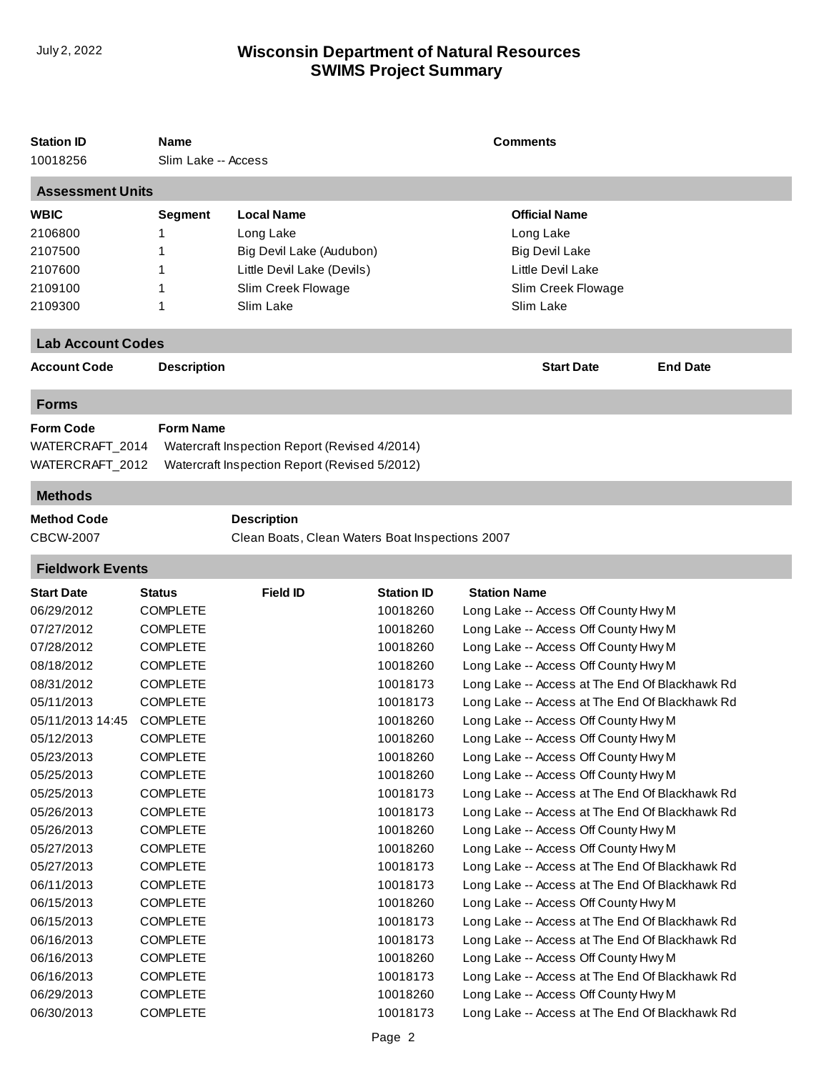| Station ID | Name | Comments |
|---|---|---|
| 10018256 | Slim Lake -- Access | |

## Assessment Units

| WBIC | Segment | Local Name | Official Name |
|---|---|---|---|
| 2106800 | 1 | Long Lake | Long Lake |
| 2107500 | 1 | Big Devil Lake (Audubon) | Big Devil Lake |
| 2107600 | 1 | Little Devil Lake (Devils) | Little Devil Lake |
| 2109100 | 1 | Slim Creek Flowage | Slim Creek Flowage |
| 2109300 | 1 | Slim Lake | Slim Lake |

## Lab Account Codes

| Account Code | Description | Start Date | End Date |
|---|---|---|---|

## Forms

| Form Code | Form Name |
|---|---|
| WATERCRAFT_2014 | Watercraft Inspection Report (Revised 4/2014) |
| WATERCRAFT_2012 | Watercraft Inspection Report (Revised 5/2012) |

## Methods

| Method Code | Description |
|---|---|
| CBCW-2007 | Clean Boats, Clean Waters Boat Inspections 2007 |

## Fieldwork Events

| Start Date | Status | Field ID | Station ID | Station Name |
|---|---|---|---|---|
| 06/29/2012 | COMPLETE | | 10018260 | Long Lake -- Access Off County Hwy M |
| 07/27/2012 | COMPLETE | | 10018260 | Long Lake -- Access Off County Hwy M |
| 07/28/2012 | COMPLETE | | 10018260 | Long Lake -- Access Off County Hwy M |
| 08/18/2012 | COMPLETE | | 10018260 | Long Lake -- Access Off County Hwy M |
| 08/31/2012 | COMPLETE | | 10018173 | Long Lake -- Access at The End Of Blackhawk Rd |
| 05/11/2013 | COMPLETE | | 10018173 | Long Lake -- Access at The End Of Blackhawk Rd |
| 05/11/2013 14:45 | COMPLETE | | 10018260 | Long Lake -- Access Off County Hwy M |
| 05/12/2013 | COMPLETE | | 10018260 | Long Lake -- Access Off County Hwy M |
| 05/23/2013 | COMPLETE | | 10018260 | Long Lake -- Access Off County Hwy M |
| 05/25/2013 | COMPLETE | | 10018260 | Long Lake -- Access Off County Hwy M |
| 05/25/2013 | COMPLETE | | 10018173 | Long Lake -- Access at The End Of Blackhawk Rd |
| 05/26/2013 | COMPLETE | | 10018173 | Long Lake -- Access at The End Of Blackhawk Rd |
| 05/26/2013 | COMPLETE | | 10018260 | Long Lake -- Access Off County Hwy M |
| 05/27/2013 | COMPLETE | | 10018260 | Long Lake -- Access Off County Hwy M |
| 05/27/2013 | COMPLETE | | 10018173 | Long Lake -- Access at The End Of Blackhawk Rd |
| 06/11/2013 | COMPLETE | | 10018173 | Long Lake -- Access at The End Of Blackhawk Rd |
| 06/15/2013 | COMPLETE | | 10018260 | Long Lake -- Access Off County Hwy M |
| 06/15/2013 | COMPLETE | | 10018173 | Long Lake -- Access at The End Of Blackhawk Rd |
| 06/16/2013 | COMPLETE | | 10018173 | Long Lake -- Access at The End Of Blackhawk Rd |
| 06/16/2013 | COMPLETE | | 10018260 | Long Lake -- Access Off County Hwy M |
| 06/16/2013 | COMPLETE | | 10018173 | Long Lake -- Access at The End Of Blackhawk Rd |
| 06/29/2013 | COMPLETE | | 10018260 | Long Lake -- Access Off County Hwy M |
| 06/30/2013 | COMPLETE | | 10018173 | Long Lake -- Access at The End Of Blackhawk Rd |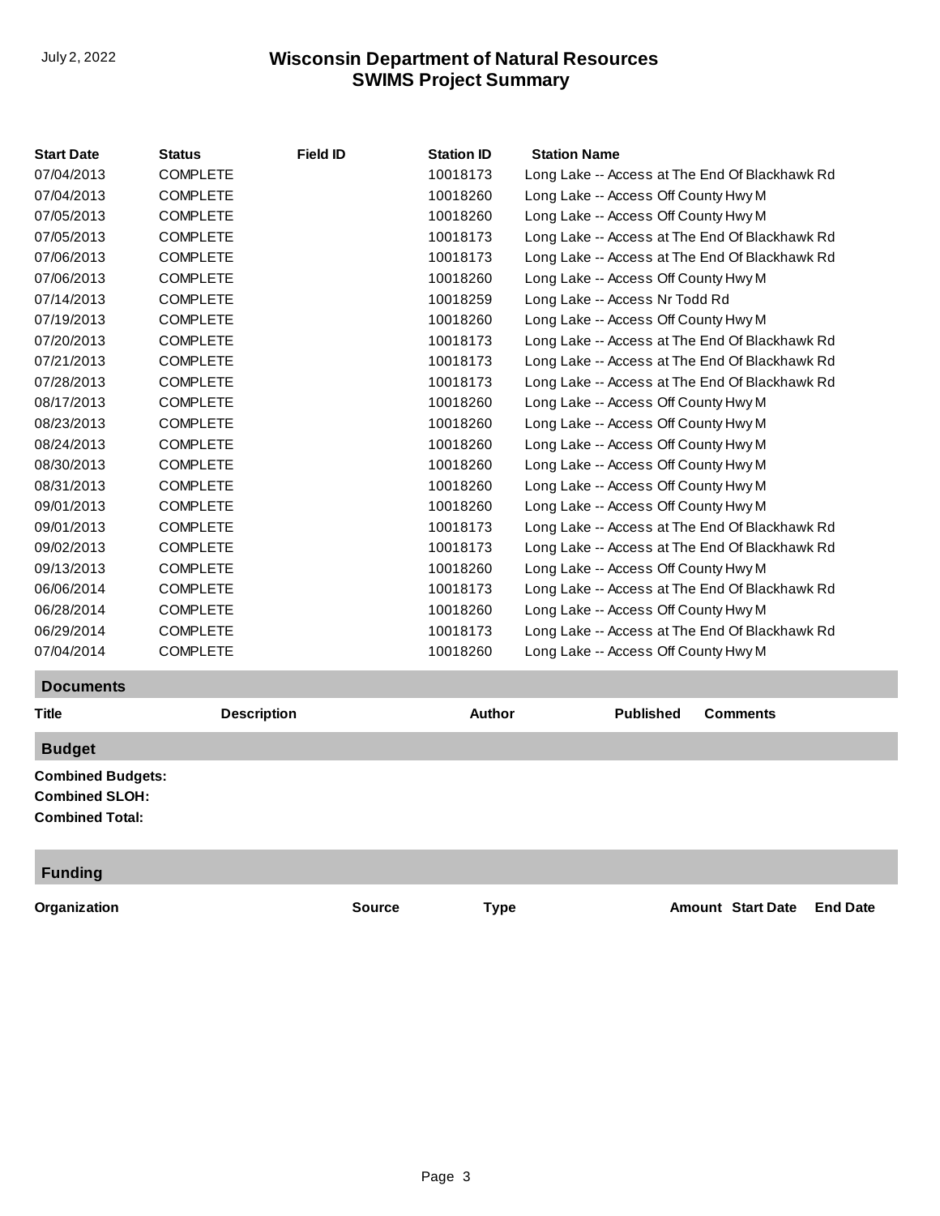| Start Date | Status | Field ID | Station ID | Station Name |
|---|---|---|---|---|
| 07/04/2013 | COMPLETE | | 10018173 | Long Lake -- Access at The End Of Blackhawk Rd |
| 07/04/2013 | COMPLETE | | 10018260 | Long Lake -- Access Off County Hwy M |
| 07/05/2013 | COMPLETE | | 10018260 | Long Lake -- Access Off County Hwy M |
| 07/05/2013 | COMPLETE | | 10018173 | Long Lake -- Access at The End Of Blackhawk Rd |
| 07/06/2013 | COMPLETE | | 10018173 | Long Lake -- Access at The End Of Blackhawk Rd |
| 07/06/2013 | COMPLETE | | 10018260 | Long Lake -- Access Off County Hwy M |
| 07/14/2013 | COMPLETE | | 10018259 | Long Lake -- Access Nr Todd Rd |
| 07/19/2013 | COMPLETE | | 10018260 | Long Lake -- Access Off County Hwy M |
| 07/20/2013 | COMPLETE | | 10018173 | Long Lake -- Access at The End Of Blackhawk Rd |
| 07/21/2013 | COMPLETE | | 10018173 | Long Lake -- Access at The End Of Blackhawk Rd |
| 07/28/2013 | COMPLETE | | 10018173 | Long Lake -- Access at The End Of Blackhawk Rd |
| 08/17/2013 | COMPLETE | | 10018260 | Long Lake -- Access Off County Hwy M |
| 08/23/2013 | COMPLETE | | 10018260 | Long Lake -- Access Off County Hwy M |
| 08/24/2013 | COMPLETE | | 10018260 | Long Lake -- Access Off County Hwy M |
| 08/30/2013 | COMPLETE | | 10018260 | Long Lake -- Access Off County Hwy M |
| 08/31/2013 | COMPLETE | | 10018260 | Long Lake -- Access Off County Hwy M |
| 09/01/2013 | COMPLETE | | 10018260 | Long Lake -- Access Off County Hwy M |
| 09/01/2013 | COMPLETE | | 10018173 | Long Lake -- Access at The End Of Blackhawk Rd |
| 09/02/2013 | COMPLETE | | 10018173 | Long Lake -- Access at The End Of Blackhawk Rd |
| 09/13/2013 | COMPLETE | | 10018260 | Long Lake -- Access Off County Hwy M |
| 06/06/2014 | COMPLETE | | 10018173 | Long Lake -- Access at The End Of Blackhawk Rd |
| 06/28/2014 | COMPLETE | | 10018260 | Long Lake -- Access Off County Hwy M |
| 06/29/2014 | COMPLETE | | 10018173 | Long Lake -- Access at The End Of Blackhawk Rd |
| 07/04/2014 | COMPLETE | | 10018260 | Long Lake -- Access Off County Hwy M |

## Documents

| Title | Description | Author | Published | Comments |
|---|---|---|---|---|

## Budget

**Combined Budgets:**

**Combined SLOH:**

**Combined Total:**

## Funding

| Organization | Source | Type | Amount | Start Date | End Date |
|---|---|---|---|---|---|